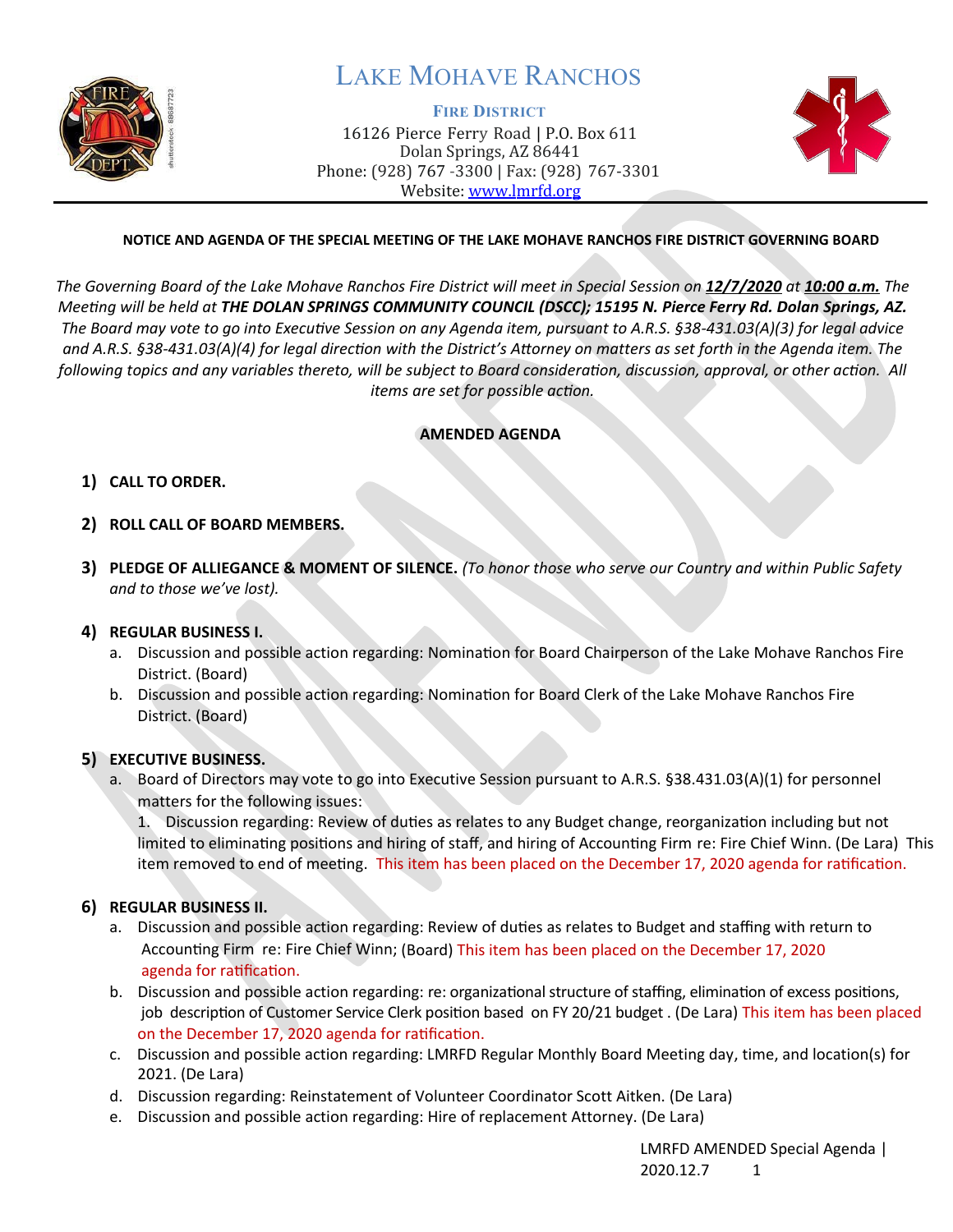# LAKE MOHAVE RANCHOS

**FIRE DISTRICT**

16126 Pierce Ferry Road | P.O. Box 611
Dolan Springs, AZ 86441
Phone: (928) 767 -3300 | Fax: (928) 767-3301
Website: www.lmrfd.org

**NOTICE AND AGENDA OF THE SPECIAL MEETING OF THE LAKE MOHAVE RANCHOS FIRE DISTRICT GOVERNING BOARD**

*The Governing Board of the Lake Mohave Ranchos Fire District will meet in Special Session on **12/7/2020** at **10:00 a.m.** The Meeting will be held at **THE DOLAN SPRINGS COMMUNITY COUNCIL (DSCC); 15195 N. Pierce Ferry Rd. Dolan Springs, AZ.** The Board may vote to go into Executive Session on any Agenda item, pursuant to A.R.S. §38-431.03(A)(3) for legal advice and A.R.S. §38-431.03(A)(4) for legal direction with the District's Attorney on matters as set forth in the Agenda item. The following topics and any variables thereto, will be subject to Board consideration, discussion, approval, or other action. All items are set for possible action.*

**AMENDED AGENDA**

1) **CALL TO ORDER.**

2) **ROLL CALL OF BOARD MEMBERS.**

3) **PLEDGE OF ALLIEGANCE & MOMENT OF SILENCE.** *(To honor those who serve our Country and within Public Safety and to those we've lost).*

4) **REGULAR BUSINESS I.**
   a. Discussion and possible action regarding: Nomination for Board Chairperson of the Lake Mohave Ranchos Fire District. (Board)
   b. Discussion and possible action regarding: Nomination for Board Clerk of the Lake Mohave Ranchos Fire District. (Board)

5) **EXECUTIVE BUSINESS.**
   a. Board of Directors may vote to go into Executive Session pursuant to A.R.S. §38.431.03(A)(1) for personnel matters for the following issues:
      1. Discussion regarding: Review of duties as relates to any Budget change, reorganization including but not limited to eliminating positions and hiring of staff, and hiring of Accounting Firm re: Fire Chief Winn. (De Lara) This item removed to end of meeting. This item has been placed on the December 17, 2020 agenda for ratification.

6) **REGULAR BUSINESS II.**
   a. Discussion and possible action regarding: Review of duties as relates to Budget and staffing with return to Accounting Firm re: Fire Chief Winn; (Board) This item has been placed on the December 17, 2020 agenda for ratification.
   b. Discussion and possible action regarding: re: organizational structure of staffing, elimination of excess positions, job description of Customer Service Clerk position based on FY 20/21 budget . (De Lara) This item has been placed on the December 17, 2020 agenda for ratification.
   c. Discussion and possible action regarding: LMRFD Regular Monthly Board Meeting day, time, and location(s) for 2021. (De Lara)
   d. Discussion regarding: Reinstatement of Volunteer Coordinator Scott Aitken. (De Lara)
   e. Discussion and possible action regarding: Hire of replacement Attorney. (De Lara)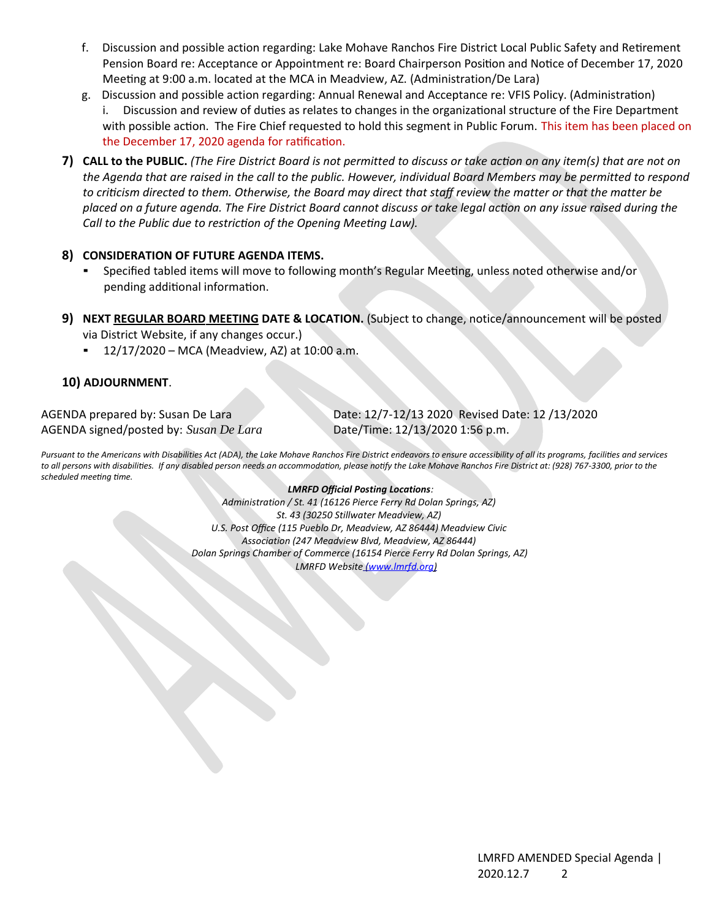f. Discussion and possible action regarding: Lake Mohave Ranchos Fire District Local Public Safety and Retirement Pension Board re: Acceptance or Appointment re: Board Chairperson Position and Notice of December 17, 2020 Meeting at 9:00 a.m. located at the MCA in Meadview, AZ. (Administration/De Lara)

g. Discussion and possible action regarding: Annual Renewal and Acceptance re: VFIS Policy. (Administration)

i. Discussion and review of duties as relates to changes in the organizational structure of the Fire Department with possible action. The Fire Chief requested to hold this segment in Public Forum. This item has been placed on the December 17, 2020 agenda for ratification.

**7) CALL to the PUBLIC.** *(The Fire District Board is not permitted to discuss or take action on any item(s) that are not on the Agenda that are raised in the call to the public. However, individual Board Members may be permitted to respond to criticism directed to them. Otherwise, the Board may direct that staff review the matter or that the matter be placed on a future agenda. The Fire District Board cannot discuss or take legal action on any issue raised during the Call to the Public due to restriction of the Opening Meeting Law).*

**8) CONSIDERATION OF FUTURE AGENDA ITEMS.**

- Specified tabled items will move to following month's Regular Meeting, unless noted otherwise and/or pending additional information.

**9) NEXT <u>REGULAR BOARD MEETING</u> DATE & LOCATION.** (Subject to change, notice/announcement will be posted via District Website, if any changes occur.)

- 12/17/2020 – MCA (Meadview, AZ) at 10:00 a.m.

**10) ADJOURNMENT**.

AGENDA prepared by: Susan De Lara — Date: 12/7-12/13 2020 Revised Date: 12 /13/2020

AGENDA signed/posted by: *Susan De Lara* — Date/Time: 12/13/2020 1:56 p.m.

*Pursuant to the Americans with Disabilities Act (ADA), the Lake Mohave Ranchos Fire District endeavors to ensure accessibility of all its programs, facilities and services to all persons with disabilities. If any disabled person needs an accommodation, please notify the Lake Mohave Ranchos Fire District at: (928) 767-3300, prior to the scheduled meeting time.*

***LMRFD Official Posting Locations**:*

*Administration / St. 41 (16126 Pierce Ferry Rd Dolan Springs, AZ)*
*St. 43 (30250 Stillwater Meadview, AZ)*
*U.S. Post Office (115 Pueblo Dr, Meadview, AZ 86444) Meadview Civic Association (247 Meadview Blvd, Meadview, AZ 86444)*
*Dolan Springs Chamber of Commerce (16154 Pierce Ferry Rd Dolan Springs, AZ)*
*LMRFD Website (www.lmrfd.org)*